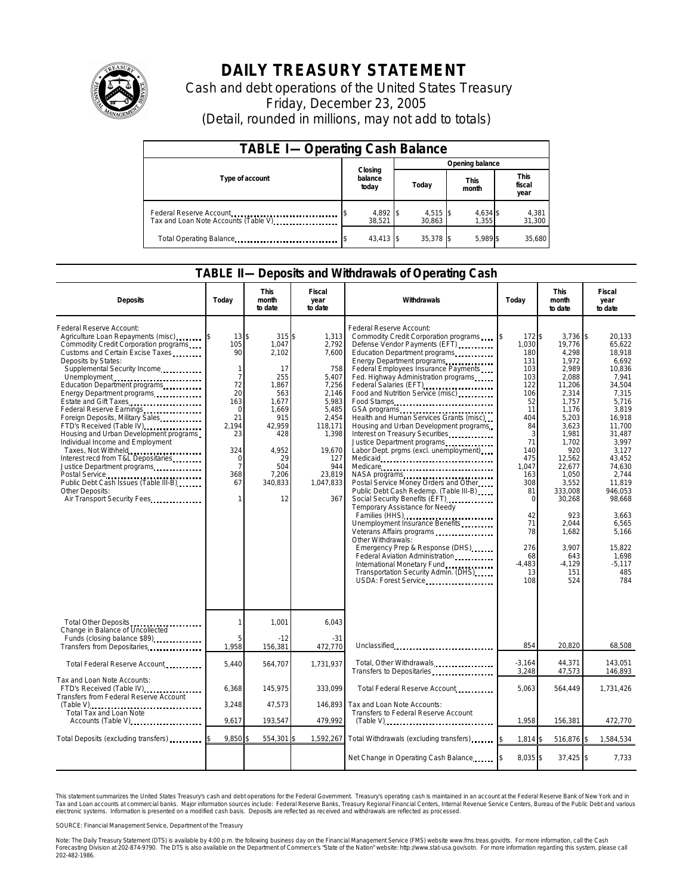# DAILY TREASURY STATEMENT

Cash and debt operations of the United States Treasury

Friday, December 23, 2005

(Detail, rounded in millions, may not add to totals)

| TABLE I— Operating Cash Balance | | | | |
|---|---|---|---|---|
| Type of account | Closing balance today | Opening balance | | |
| | | Today | This month | This fiscal year |
| Federal Reserve Account | $ 4,892 | $ 4,515 | $ 4,634 | $ 4,381 |
| Tax and Loan Note Accounts (Table V) | 38,521 | 30,863 | 1,355 | 31,300 |
| Total Operating Balance | $ 43,413 | $ 35,378 | $ 5,989 | $ 35,680 |

## TABLE II— Deposits and Withdrawals of Operating Cash

| Deposits | Today | This month to date | Fiscal year to date | Withdrawals | Today | This month to date | Fiscal year to date |
|---|---|---|---|---|---|---|---|
| Federal Reserve Account: | | | | Federal Reserve Account: | | | |
| Agriculture Loan Repayments (misc) | $ 13 | $ 315 | $ 1,313 | Commodity Credit Corporation programs | $ 172 | $ 3,736 | $ 20,133 |
| Commodity Credit Corporation programs | 105 | 1,047 | 2,792 | Defense Vendor Payments (EFT) | 1,030 | 19,776 | 65,622 |
| Customs and Certain Excise Taxes | 90 | 2,102 | 7,600 | Education Department programs | 180 | 4,298 | 18,918 |
| Deposits by States: | | | | Energy Department programs | 131 | 1,972 | 6,692 |
| Supplemental Security Income | 1 | 17 | 758 | Federal Employees Insurance Payments | 103 | 2,989 | 10,836 |
| Unemployment | 7 | 255 | 5,407 | Fed. Highway Administration programs | 103 | 2,088 | 7,941 |
| Education Department programs | 72 | 1,867 | 7,256 | Federal Salaries (EFT) | 122 | 11,206 | 34,504 |
| Energy Department programs | 20 | 563 | 2,146 | Food and Nutrition Service (misc) | 106 | 2,314 | 7,315 |
| Estate and Gift Taxes | 163 | 1,677 | 5,983 | Food Stamps | 52 | 1,757 | 5,716 |
| Federal Reserve Earnings | 0 | 1,669 | 5,485 | GSA programs | 11 | 1,176 | 3,819 |
| Foreign Deposits, Military Sales | 21 | 915 | 2,454 | Health and Human Services Grants (misc) | 404 | 5,203 | 16,918 |
| FTD's Received (Table IV) | 2,194 | 42,959 | 118,171 | Housing and Urban Development programs | 84 | 3,623 | 11,700 |
| Housing and Urban Development programs | 23 | 428 | 1,398 | Interest on Treasury Securities | 3 | 1,981 | 31,487 |
| Individual Income and Employment | | | | Justice Department programs | 71 | 1,702 | 3,997 |
| Taxes, Not Withheld | 324 | 4,952 | 19,670 | Labor Dept. prgms (excl. unemployment) | 140 | 920 | 3,127 |
| Interest recd from T&L Depositaries | 0 | 29 | 127 | Medicaid | 475 | 12,562 | 43,452 |
| Justice Department programs | 7 | 504 | 944 | Medicare | 1,047 | 22,677 | 74,630 |
| Postal Service | 368 | 7,206 | 23,819 | NASA programs | 163 | 1,050 | 2,744 |
| Public Debt Cash Issues (Table III-B) | 67 | 340,833 | 1,047,833 | Postal Service Money Orders and Other | 308 | 3,552 | 11,819 |
| Other Deposits: | | | | Public Debt Cash Redemp. (Table III-B) | 81 | 333,008 | 946,053 |
| Air Transport Security Fees | 1 | 12 | 367 | Social Security Benefits (EFT) | 0 | 30,268 | 98,668 |
| | | | | Temporary Assistance for Needy Families (HHS) | 42 | 923 | 3,663 |
| | | | | Unemployment Insurance Benefits | 71 | 2,044 | 6,565 |
| | | | | Veterans Affairs programs | 78 | 1,682 | 5,166 |
| | | | | Other Withdrawals: | | | |
| | | | | Emergency Prep & Response (DHS) | 276 | 3,907 | 15,822 |
| | | | | Federal Aviation Administration | 68 | 643 | 1,698 |
| | | | | International Monetary Fund | -4,483 | -4,129 | -5,117 |
| | | | | Transportation Security Admin. (DHS) | 13 | 151 | 485 |
| | | | | USDA: Forest Service | 108 | 524 | 784 |
| Total Other Deposits | 1 | 1,001 | 6,043 | | | | |
| Change in Balance of Uncollected Funds (closing balance $89) | 5 | -12 | -31 | | | | |
| Transfers from Depositaries | 1,958 | 156,381 | 472,770 | Unclassified | 854 | 20,820 | 68,508 |
| Total Federal Reserve Account | 5,440 | 564,707 | 1,731,937 | Total, Other Withdrawals | -3,164 | 44,371 | 143,051 |
| | | | | Transfers to Depositaries | 3,248 | 47,573 | 146,893 |
| Tax and Loan Note Accounts: | | | | Total Federal Reserve Account | 5,063 | 564,449 | 1,731,426 |
| FTD's Received (Table IV) | 6,368 | 145,975 | 333,099 | | | | |
| Transfers from Federal Reserve Account (Table V) | 3,248 | 47,573 | 146,893 | Tax and Loan Note Accounts: | | | |
| Total Tax and Loan Note Accounts (Table V) | 9,617 | 193,547 | 479,992 | Transfers to Federal Reserve Account (Table V) | 1,958 | 156,381 | 472,770 |
| Total Deposits (excluding transfers) | $ 9,850 | $ 554,301 | $ 1,592,267 | Total Withdrawals (excluding transfers) | $ 1,814 | $ 516,876 | $ 1,584,534 |
| | | | | Net Change in Operating Cash Balance | $ 8,035 | $ 37,425 | $ 7,733 |

This statement summarizes the United States Treasury's cash and debt operations for the Federal Government. Treasury's operating cash is maintained in an account at the Federal Reserve Bank of New York and in Tax and Loan accounts at commercial banks. Major information sources include: Federal Reserve Banks, Treasury Regional Financial Centers, Internal Revenue Service Centers, Bureau of the Public Debt and various electronic systems. Information is presented on a modified cash basis. Deposits are reflected as received and withdrawals are reflected as processed.

SOURCE: Financial Management Service, Department of the Treasury

Note: The Daily Treasury Statement (DTS) is available by 4:00 p.m. the following business day on the Financial Management Service (FMS) website www.fms.treas.gov/dts. For more information, call the Cash Forecasting Division at 202-874-9790. The DTS is also available on the Department of Commerce's "State of the Nation" website: http://www.stat-usa.gov/sotn. For more information regarding this system, please call 202-482-1986.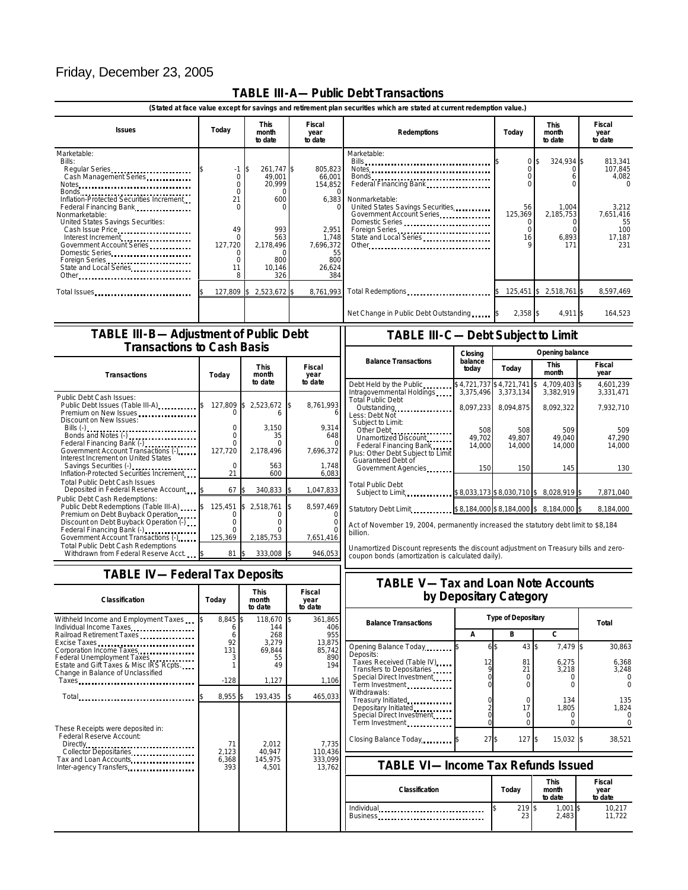Friday, December 23, 2005

## TABLE III-A— Public Debt Transactions

(Stated at face value except for savings and retirement plan securities which are stated at current redemption value.)

| Issues | Today | This month to date | Fiscal year to date |
|---|---|---|---|
| Marketable: | | | |
| Bills: | | | |
| Regular Series | $ -1 | $ 261,747 | $ 805,823 |
| Cash Management Series | 0 | 49,001 | 66,001 |
| Notes | 0 | 20,999 | 154,852 |
| Bonds | 0 | 0 | 0 |
| Inflation-Protected Securities Increment | 21 | 600 | 6,383 |
| Federal Financing Bank | 0 | 0 | 0 |
| Nonmarketable: | | | |
| United States Savings Securities: | | | |
| Cash Issue Price | 49 | 993 | 2,951 |
| Interest Increment | 0 | 563 | 1,748 |
| Government Account Series | 127,720 | 2,178,496 | 7,696,372 |
| Domestic Series | 0 | 0 | 55 |
| Foreign Series | 0 | 800 | 800 |
| State and Local Series | 11 | 10,146 | 26,624 |
| Other | 8 | 326 | 384 |
| Total Issues | $ 127,809 | $ 2,523,672 | $ 8,761,993 |

| Redemptions | Today | This month to date | Fiscal year to date |
|---|---|---|---|
| Marketable: | | | |
| Bills | $ 0 | $ 324,934 | $ 813,341 |
| Notes | 0 | 0 | 107,845 |
| Bonds | 0 | 6 | 4,082 |
| Federal Financing Bank | 0 | 0 | 0 |
| Nonmarketable: | | | |
| United States Savings Securities | 56 | 1,004 | 3,212 |
| Government Account Series | 125,369 | 2,185,753 | 7,651,416 |
| Domestic Series | 0 | 0 | 55 |
| Foreign Series | 0 | 0 | 100 |
| State and Local Series | 16 | 6,893 | 17,187 |
| Other | 9 | 171 | 231 |
| Total Redemptions | $ 125,451 | $ 2,518,761 | $ 8,597,469 |
| Net Change in Public Debt Outstanding | $ 2,358 | $ 4,911 | $ 164,523 |

## TABLE III-B— Adjustment of Public Debt Transactions to Cash Basis

| Transactions | Today | This month to date | Fiscal year to date |
|---|---|---|---|
| Public Debt Cash Issues: | | | |
| Public Debt Issues (Table III-A) | $ 127,809 | $ 2,523,672 | $ 8,761,993 |
| Premium on New Issues | 0 | 6 | 6 |
| Discount on New Issues: | | | |
| Bills (-) | 0 | 3,150 | 9,314 |
| Bonds and Notes (-) | 0 | 35 | 648 |
| Federal Financing Bank (-) | 0 | 0 | 0 |
| Government Account Transactions (-) | 127,720 | 2,178,496 | 7,696,372 |
| Interest Increment on United States Savings Securities (-) | 0 | 563 | 1,748 |
| Inflation-Protected Securities Increment | 21 | 600 | 6,083 |
| Total Public Debt Cash Issues Deposited in Federal Reserve Account | $ 67 | $ 340,833 | $ 1,047,833 |
| Public Debt Cash Redemptions: | | | |
| Public Debt Redemptions (Table III-A) | $ 125,451 | $ 2,518,761 | $ 8,597,469 |
| Premium on Debt Buyback Operation | 0 | 0 | 0 |
| Discount on Debt Buyback Operation (-) | 0 | 0 | 0 |
| Federal Financing Bank (-) | 0 | 0 | 0 |
| Government Account Transactions (-) | 125,369 | 2,185,753 | 7,651,416 |
| Total Public Debt Cash Redemptions Withdrawn from Federal Reserve Acct. | $ 81 | $ 333,008 | $ 946,053 |

## TABLE III-C— Debt Subject to Limit

| Balance Transactions | Closing balance today | Opening balance Today | This month | Fiscal year |
|---|---|---|---|---|
| Debt Held by the Public | $ 4,721,737 | $ 4,721,741 | $ 4,709,403 | $ 4,601,239 |
| Intragovernmental Holdings | 3,375,496 | 3,373,134 | 3,382,919 | 3,331,471 |
| Total Public Debt Outstanding | 8,097,233 | 8,094,875 | 8,092,322 | 7,932,710 |
| Less: Debt Not Subject to Limit: | | | | |
| Other Debt | 508 | 508 | 509 | 509 |
| Unamortized Discount | 49,702 | 49,807 | 49,040 | 47,290 |
| Federal Financing Bank | 14,000 | 14,000 | 14,000 | 14,000 |
| Plus: Other Debt Subject to Limit | | | | |
| Guaranteed Debt of Government Agencies | 150 | 150 | 145 | 130 |
| Total Public Debt Subject to Limit | $ 8,033,173 | $ 8,030,710 | $ 8,028,919 | $ 7,871,040 |
| Statutory Debt Limit | $ 8,184,000 | $ 8,184,000 | $ 8,184,000 | $ 8,184,000 |

Act of November 19, 2004, permanently increased the statutory debt limit to $8,184 billion.

Unamortized Discount represents the discount adjustment on Treasury bills and zero-coupon bonds (amortization is calculated daily).

## TABLE IV— Federal Tax Deposits

| Classification | Today | This month to date | Fiscal year to date |
|---|---|---|---|
| Withheld Income and Employment Taxes | $ 8,845 | $ 118,670 | $ 361,865 |
| Individual Income Taxes | 6 | 144 | 406 |
| Railroad Retirement Taxes | 6 | 268 | 955 |
| Excise Taxes | 92 | 3,279 | 13,875 |
| Corporation Income Taxes | 131 | 69,844 | 85,742 |
| Federal Unemployment Taxes | 3 | 55 | 890 |
| Estate and Gift Taxes & Misc IRS Rcpts. | 1 | 49 | 194 |
| Change in Balance of Unclassified Taxes | -128 | 1,127 | 1,106 |
| Total | $ 8,955 | $ 193,435 | $ 465,033 |
| These Receipts were deposited in: | | | |
| Federal Reserve Account: | | | |
| Directly | 71 | 2,012 | 7,735 |
| Collector Depositaries | 2,123 | 40,947 | 110,436 |
| Tax and Loan Accounts | 6,368 | 145,975 | 333,099 |
| Inter-agency Transfers | 393 | 4,501 | 13,762 |

## TABLE V— Tax and Loan Note Accounts by Depositary Category

| Balance Transactions | Type of Depositary A | B | C | Total |
|---|---|---|---|---|
| Opening Balance Today | $ 6 | $ 43 | $ 7,479 | $ 30,863 |
| Deposits: | | | | |
| Taxes Received (Table IV) | 12 | 81 | 6,275 | 6,368 |
| Transfers to Depositaries | 9 | 21 | 3,218 | 3,248 |
| Special Direct Investment | 0 | 0 | 0 | 0 |
| Term Investment | 0 | 0 | 0 | 0 |
| Withdrawals: | | | | |
| Treasury Initiated | 0 | 0 | 134 | 135 |
| Depositary Initiated | 2 | 17 | 1,805 | 1,824 |
| Special Direct Investment | 0 | 0 | 0 | 0 |
| Term Investment | 0 | 0 | 0 | 0 |
| Closing Balance Today | $ 27 | $ 127 | $ 15,032 | $ 38,521 |

## TABLE VI— Income Tax Refunds Issued

| Classification | Today | This month to date | Fiscal year to date |
|---|---|---|---|
| Individual | $ 219 | $ 1,001 | $ 10,217 |
| Business | 23 | 2,483 | 11,722 |